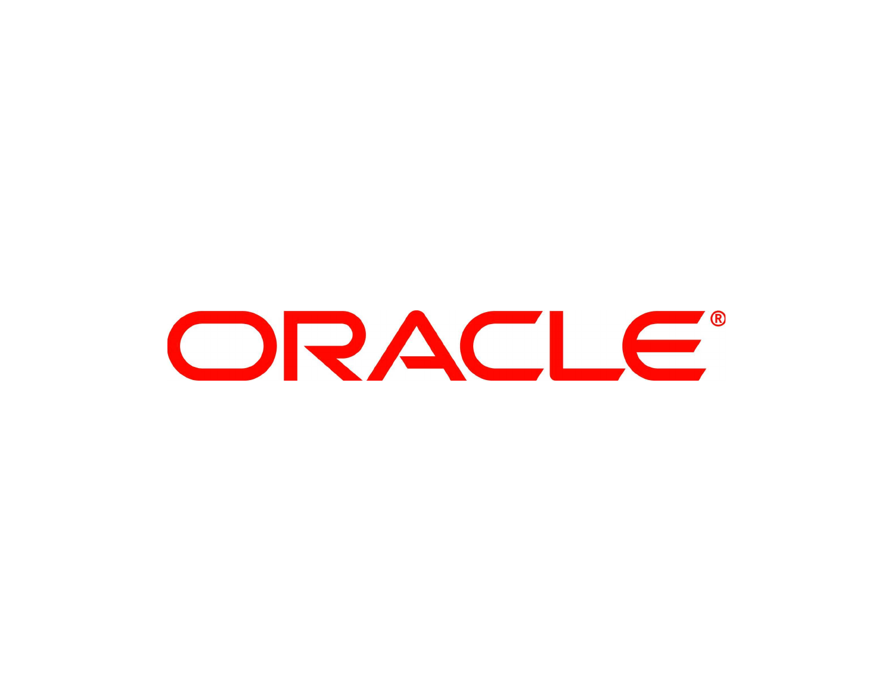ORACLE®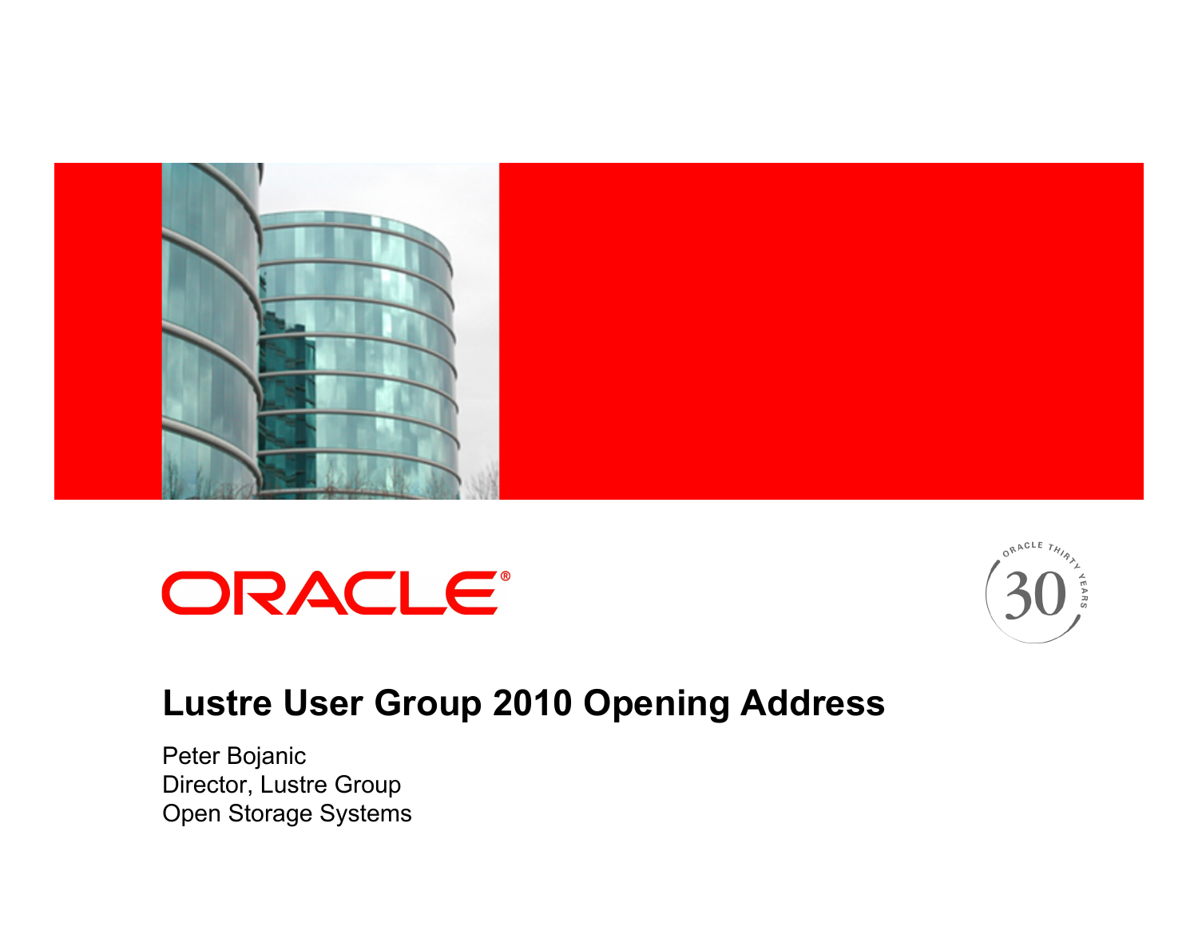# Lustre User Group 2010 Opening Address

Peter Bojanic
Director, Lustre Group
Open Storage Systems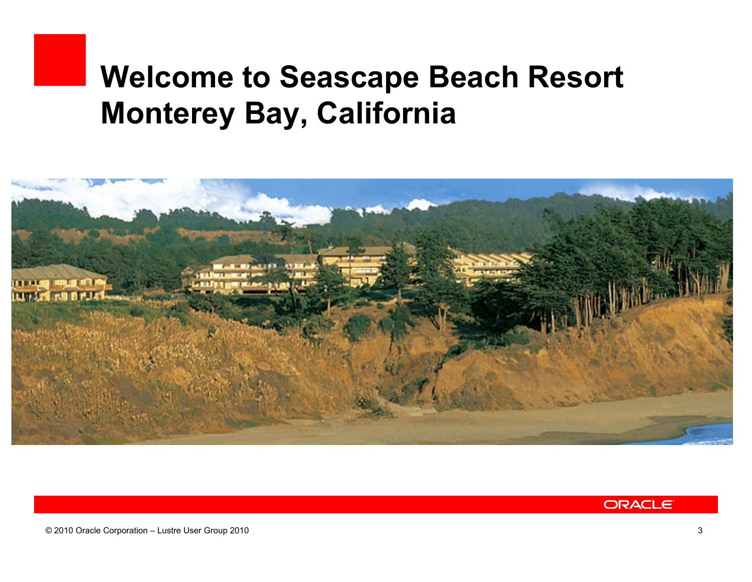# Welcome to Seascape Beach Resort Monterey Bay, California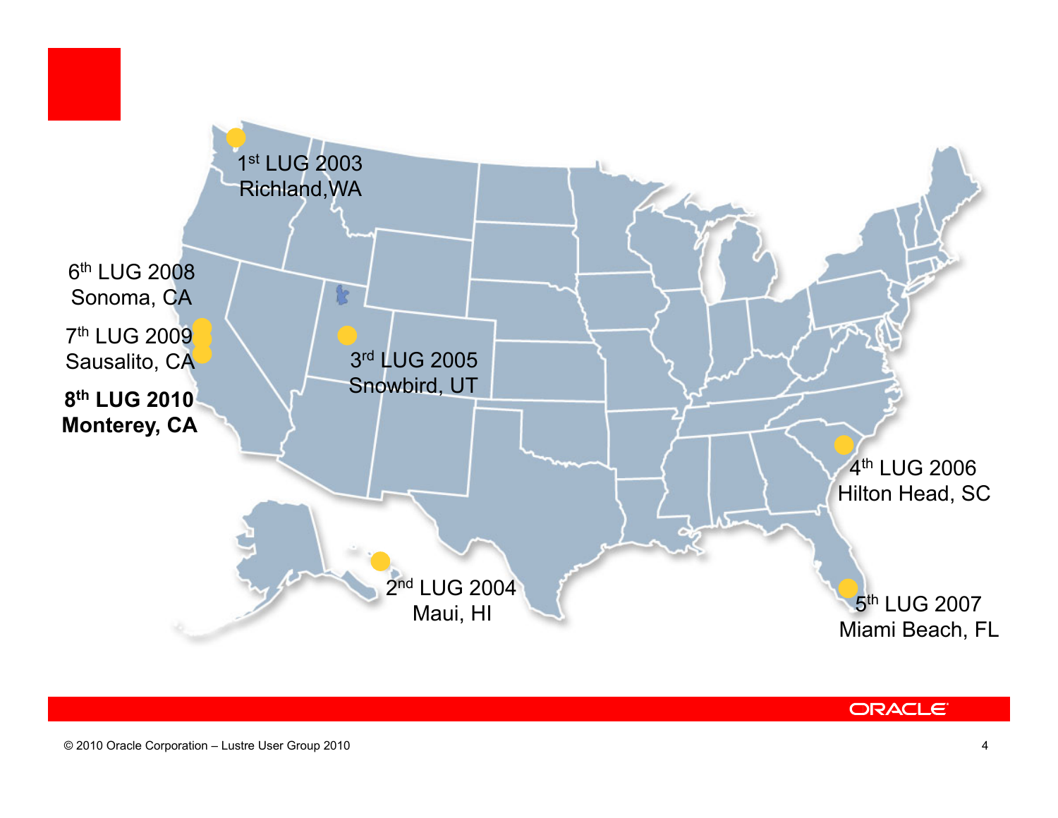1st LUG 2003
Richland,WA

2nd LUG 2004
Maui, HI

3rd LUG 2005
Snowbird, UT

4th LUG 2006
Hilton Head, SC

5th LUG 2007
Miami Beach, FL

6th LUG 2008
Sonoma, CA

7th LUG 2009
Sausalito, CA

**8th LUG 2010**
**Monterey, CA**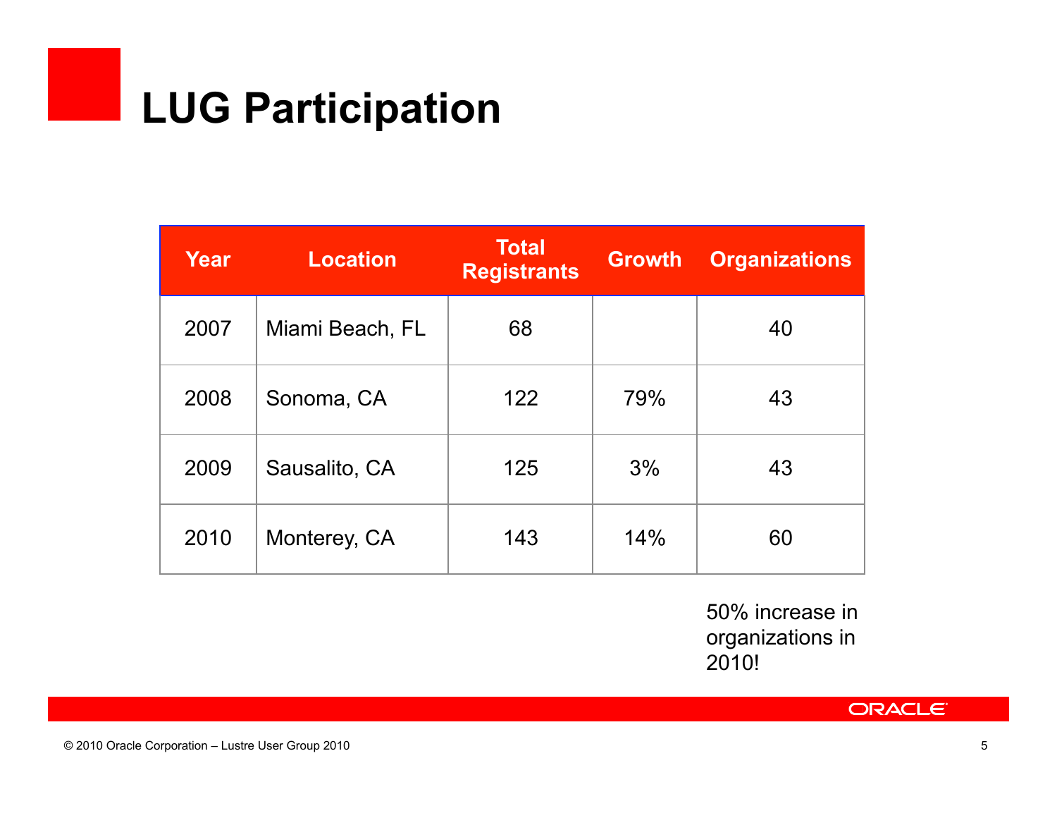# LUG Participation

| Year | Location | Total Registrants | Growth | Organizations |
|---|---|---|---|---|
| 2007 | Miami Beach, FL | 68 | | 40 |
| 2008 | Sonoma, CA | 122 | 79% | 43 |
| 2009 | Sausalito, CA | 125 | 3% | 43 |
| 2010 | Monterey, CA | 143 | 14% | 60 |

50% increase in organizations in 2010!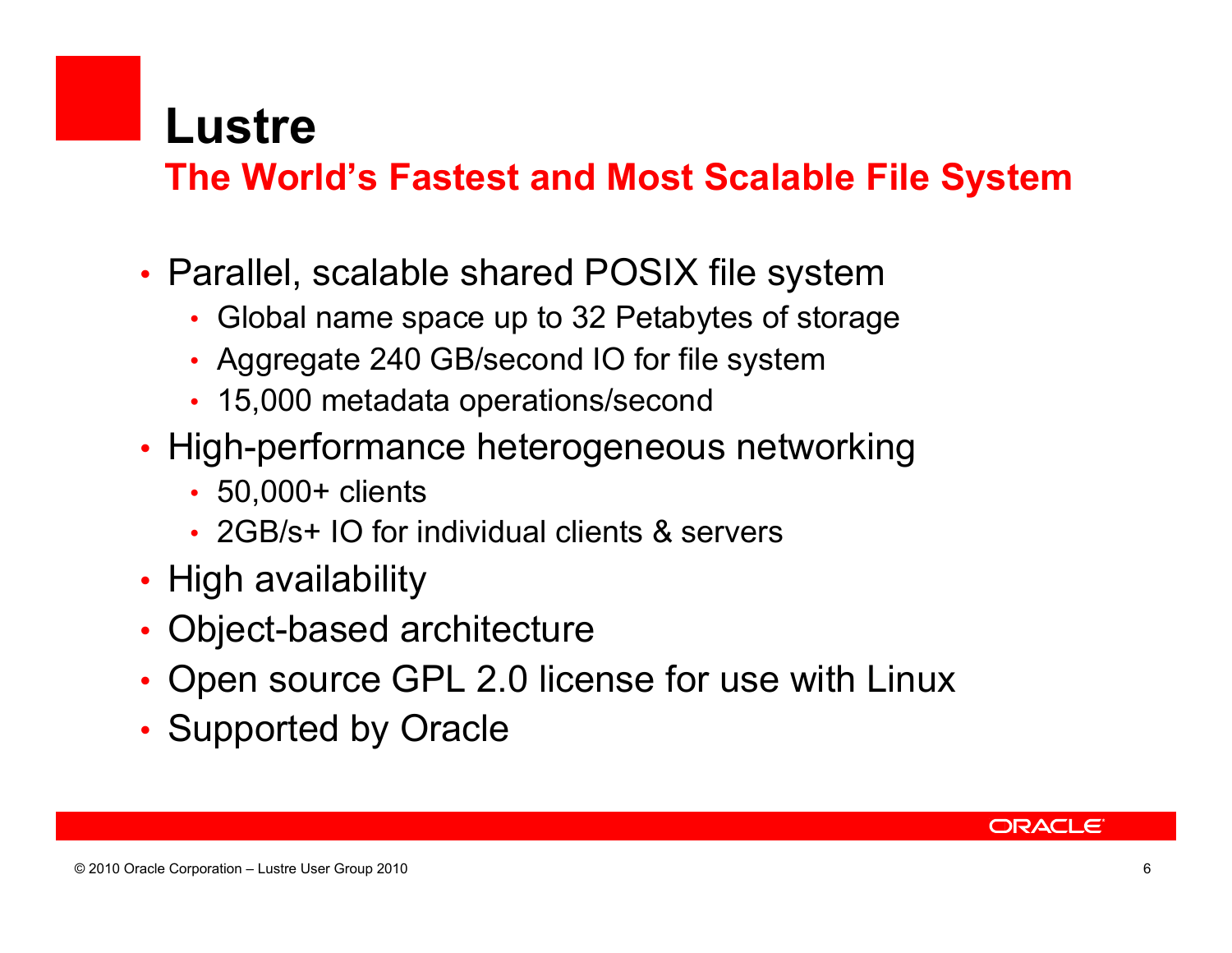# Lustre

## The World's Fastest and Most Scalable File System

- Parallel, scalable shared POSIX file system
  - Global name space up to 32 Petabytes of storage
  - Aggregate 240 GB/second IO for file system
  - 15,000 metadata operations/second
- High-performance heterogeneous networking
  - 50,000+ clients
  - 2GB/s+ IO for individual clients & servers
- High availability
- Object-based architecture
- Open source GPL 2.0 license for use with Linux
- Supported by Oracle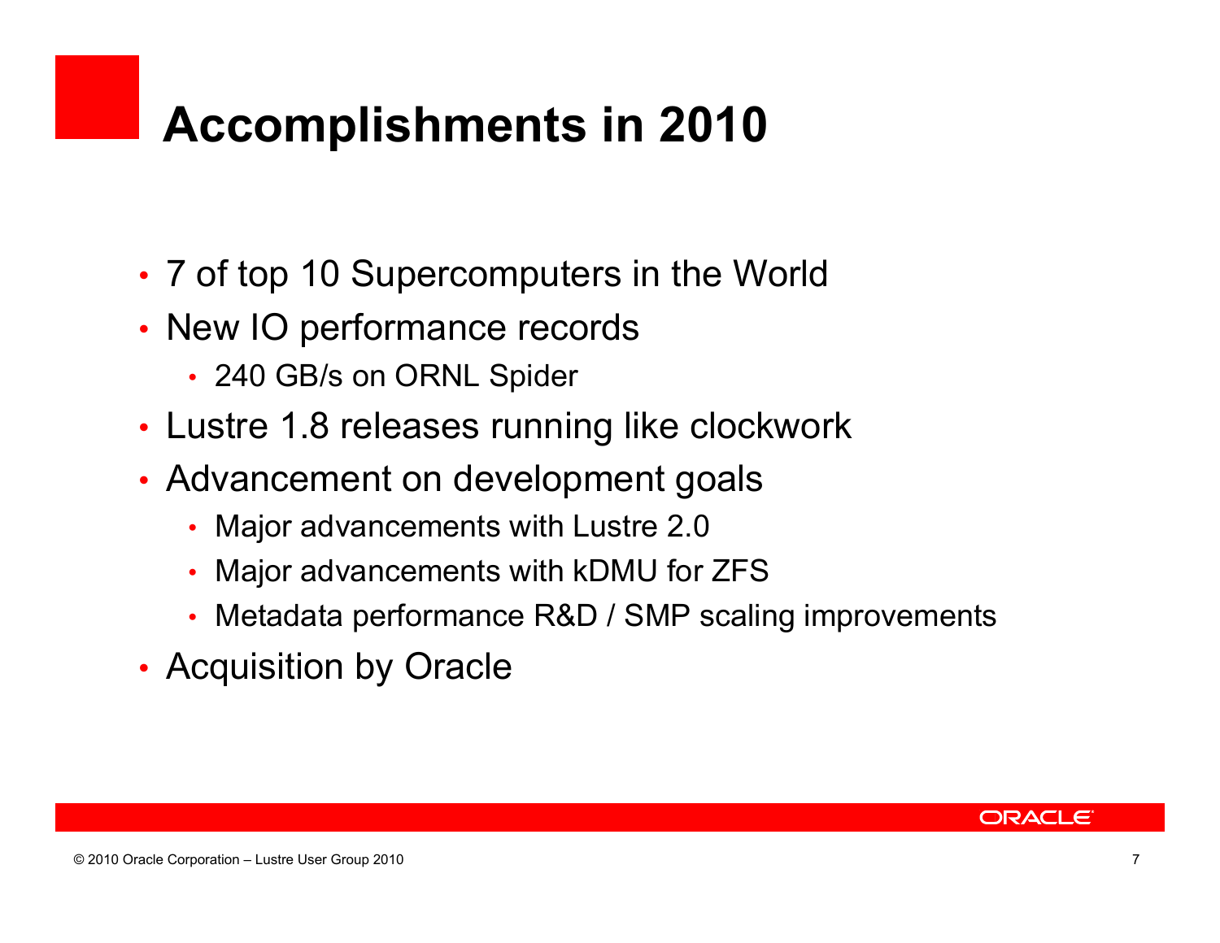# Accomplishments in 2010

- 7 of top 10 Supercomputers in the World
- New IO performance records
  - 240 GB/s on ORNL Spider
- Lustre 1.8 releases running like clockwork
- Advancement on development goals
  - Major advancements with Lustre 2.0
  - Major advancements with kDMU for ZFS
  - Metadata performance R&D / SMP scaling improvements
- Acquisition by Oracle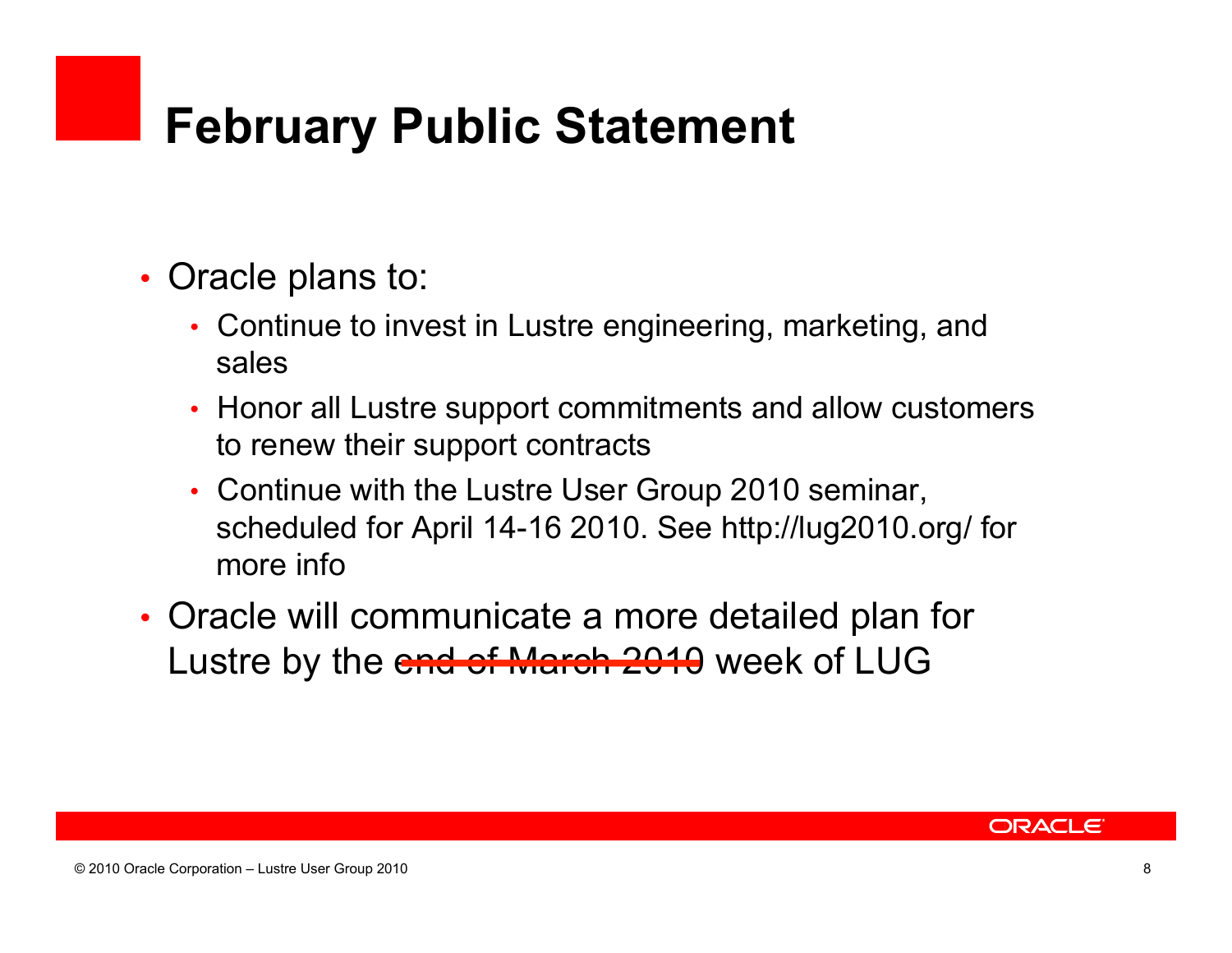# February Public Statement

- Oracle plans to:
  - Continue to invest in Lustre engineering, marketing, and sales
  - Honor all Lustre support commitments and allow customers to renew their support contracts
  - Continue with the Lustre User Group 2010 seminar, scheduled for April 14-16 2010. See http://lug2010.org/ for more info
- Oracle will communicate a more detailed plan for Lustre by the ~~end of March 2010~~ week of LUG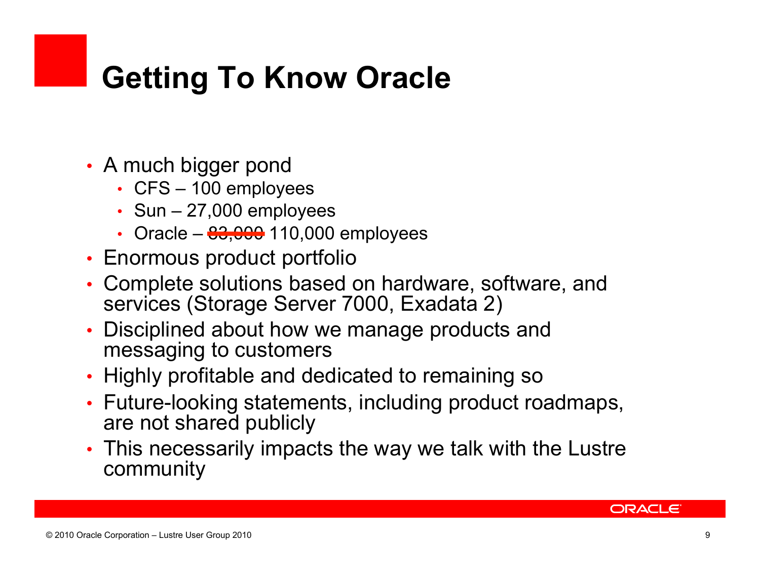# Getting To Know Oracle

- A much bigger pond
  - CFS – 100 employees
  - Sun – 27,000 employees
  - Oracle – ~~83,000~~ 110,000 employees
- Enormous product portfolio
- Complete solutions based on hardware, software, and services (Storage Server 7000, Exadata 2)
- Disciplined about how we manage products and messaging to customers
- Highly profitable and dedicated to remaining so
- Future-looking statements, including product roadmaps, are not shared publicly
- This necessarily impacts the way we talk with the Lustre community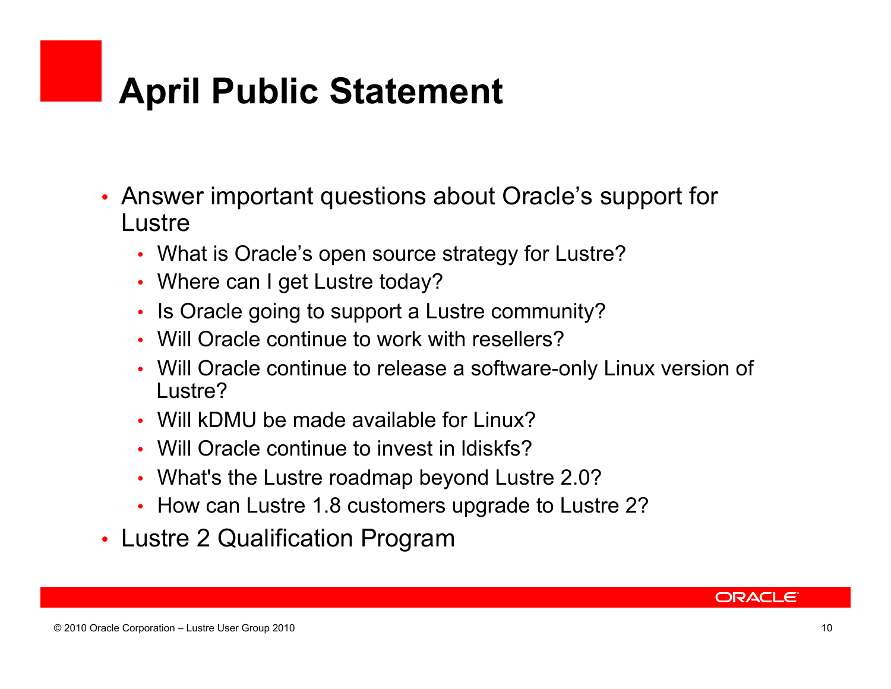# April Public Statement

- Answer important questions about Oracle's support for Lustre
  - What is Oracle's open source strategy for Lustre?
  - Where can I get Lustre today?
  - Is Oracle going to support a Lustre community?
  - Will Oracle continue to work with resellers?
  - Will Oracle continue to release a software-only Linux version of Lustre?
  - Will kDMU be made available for Linux?
  - Will Oracle continue to invest in ldiskfs?
  - What's the Lustre roadmap beyond Lustre 2.0?
  - How can Lustre 1.8 customers upgrade to Lustre 2?
- Lustre 2 Qualification Program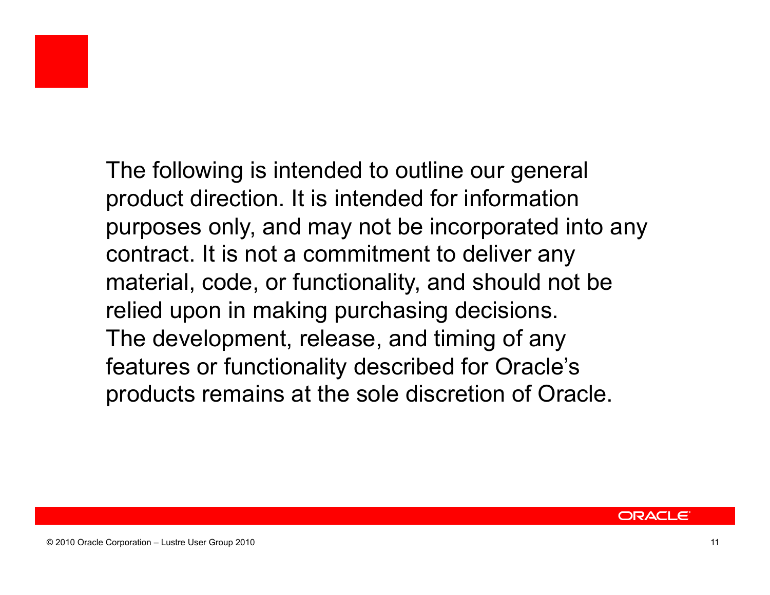The following is intended to outline our general product direction. It is intended for information purposes only, and may not be incorporated into any contract. It is not a commitment to deliver any material, code, or functionality, and should not be relied upon in making purchasing decisions. The development, release, and timing of any features or functionality described for Oracle's products remains at the sole discretion of Oracle.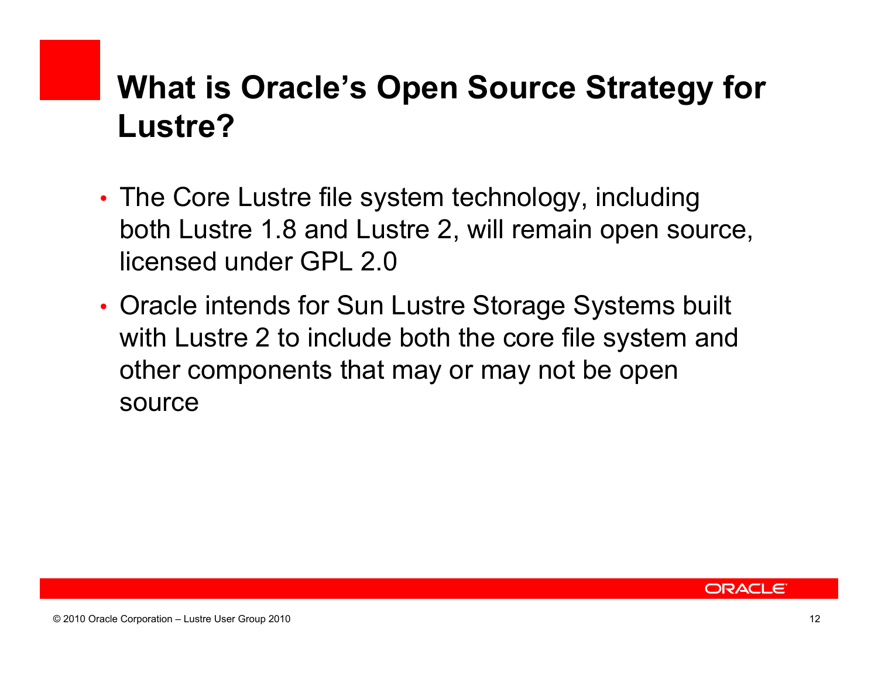# What is Oracle's Open Source Strategy for Lustre?

- The Core Lustre file system technology, including both Lustre 1.8 and Lustre 2, will remain open source, licensed under GPL 2.0
- Oracle intends for Sun Lustre Storage Systems built with Lustre 2 to include both the core file system and other components that may or may not be open source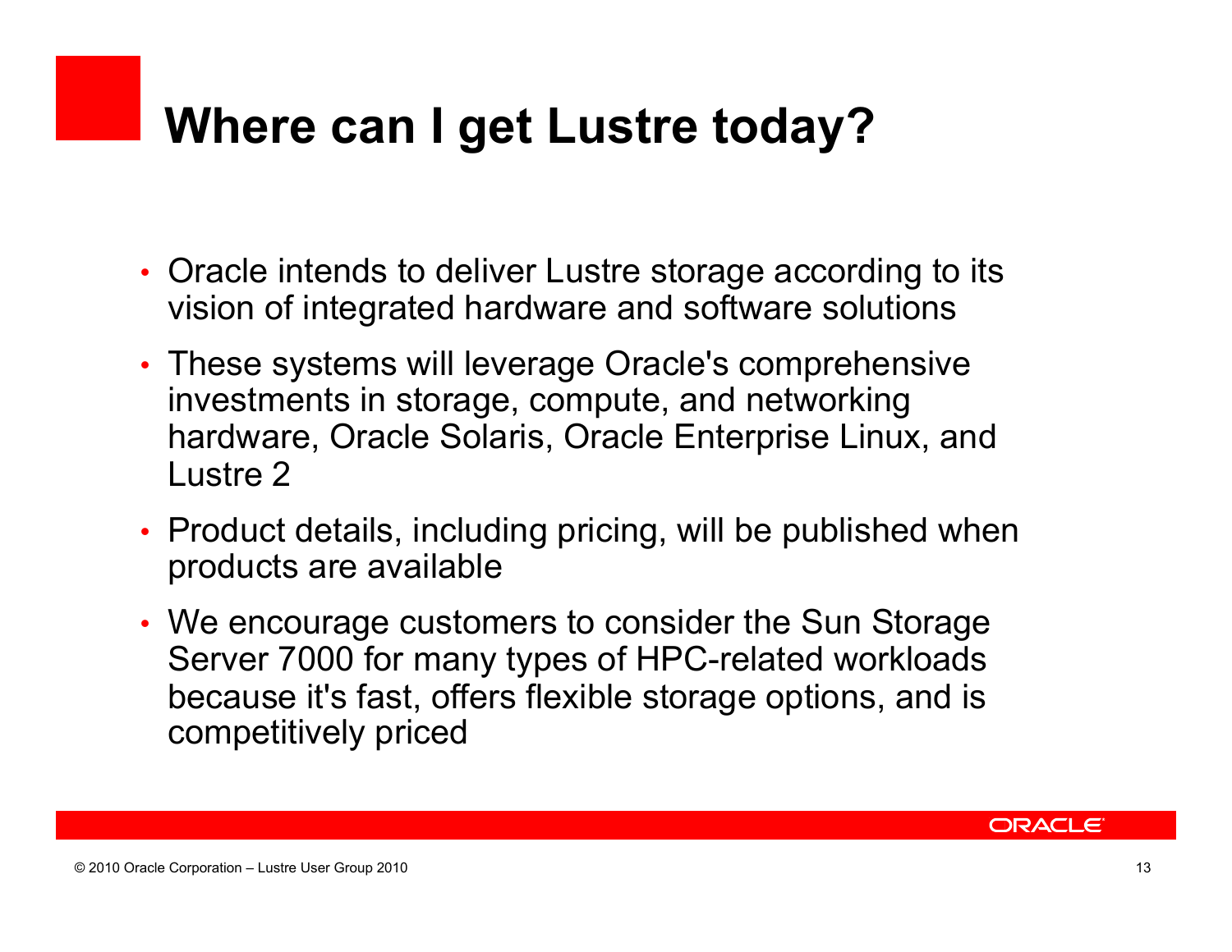# Where can I get Lustre today?

- Oracle intends to deliver Lustre storage according to its vision of integrated hardware and software solutions
- These systems will leverage Oracle's comprehensive investments in storage, compute, and networking hardware, Oracle Solaris, Oracle Enterprise Linux, and Lustre 2
- Product details, including pricing, will be published when products are available
- We encourage customers to consider the Sun Storage Server 7000 for many types of HPC-related workloads because it's fast, offers flexible storage options, and is competitively priced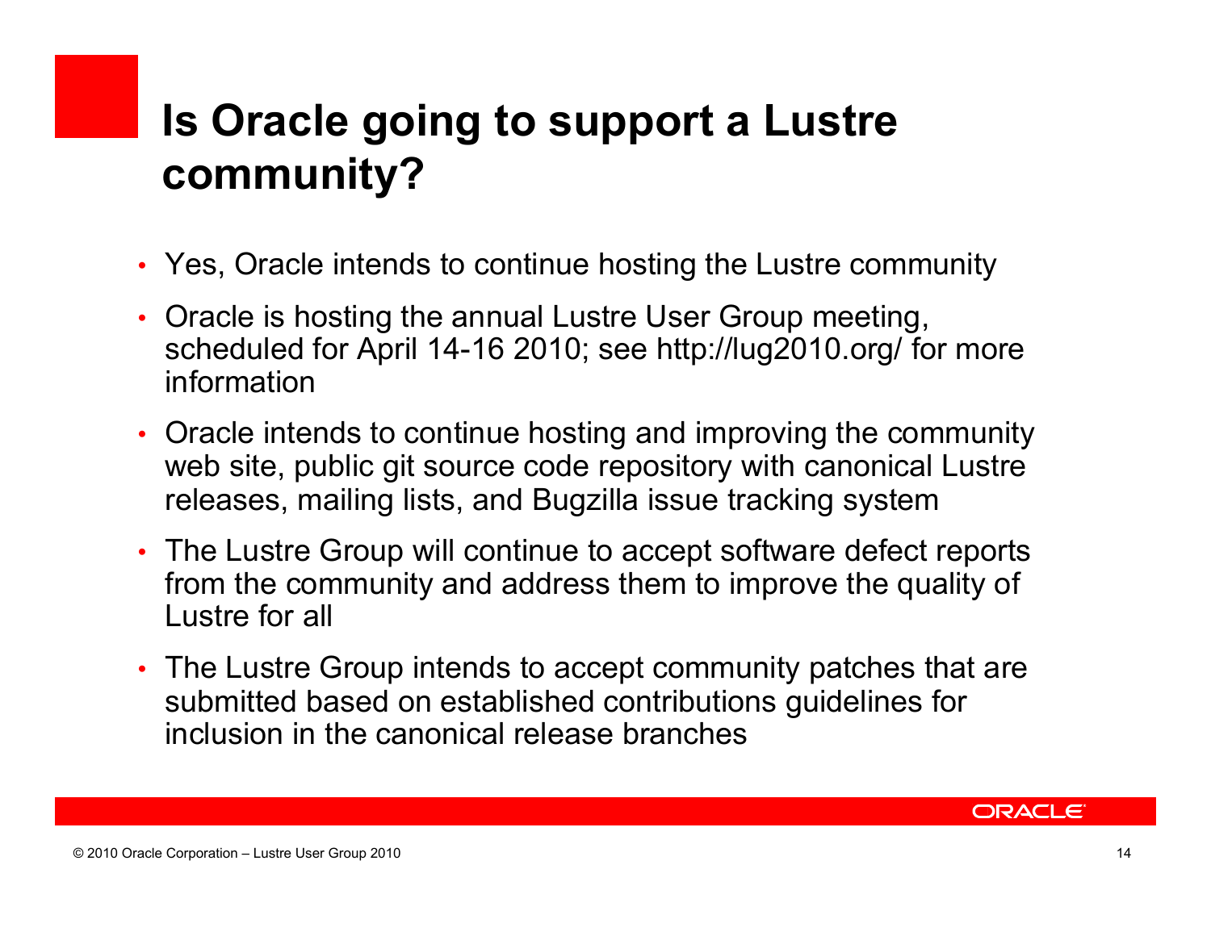# Is Oracle going to support a Lustre community?

- Yes, Oracle intends to continue hosting the Lustre community
- Oracle is hosting the annual Lustre User Group meeting, scheduled for April 14-16 2010; see http://lug2010.org/ for more information
- Oracle intends to continue hosting and improving the community web site, public git source code repository with canonical Lustre releases, mailing lists, and Bugzilla issue tracking system
- The Lustre Group will continue to accept software defect reports from the community and address them to improve the quality of Lustre for all
- The Lustre Group intends to accept community patches that are submitted based on established contributions guidelines for inclusion in the canonical release branches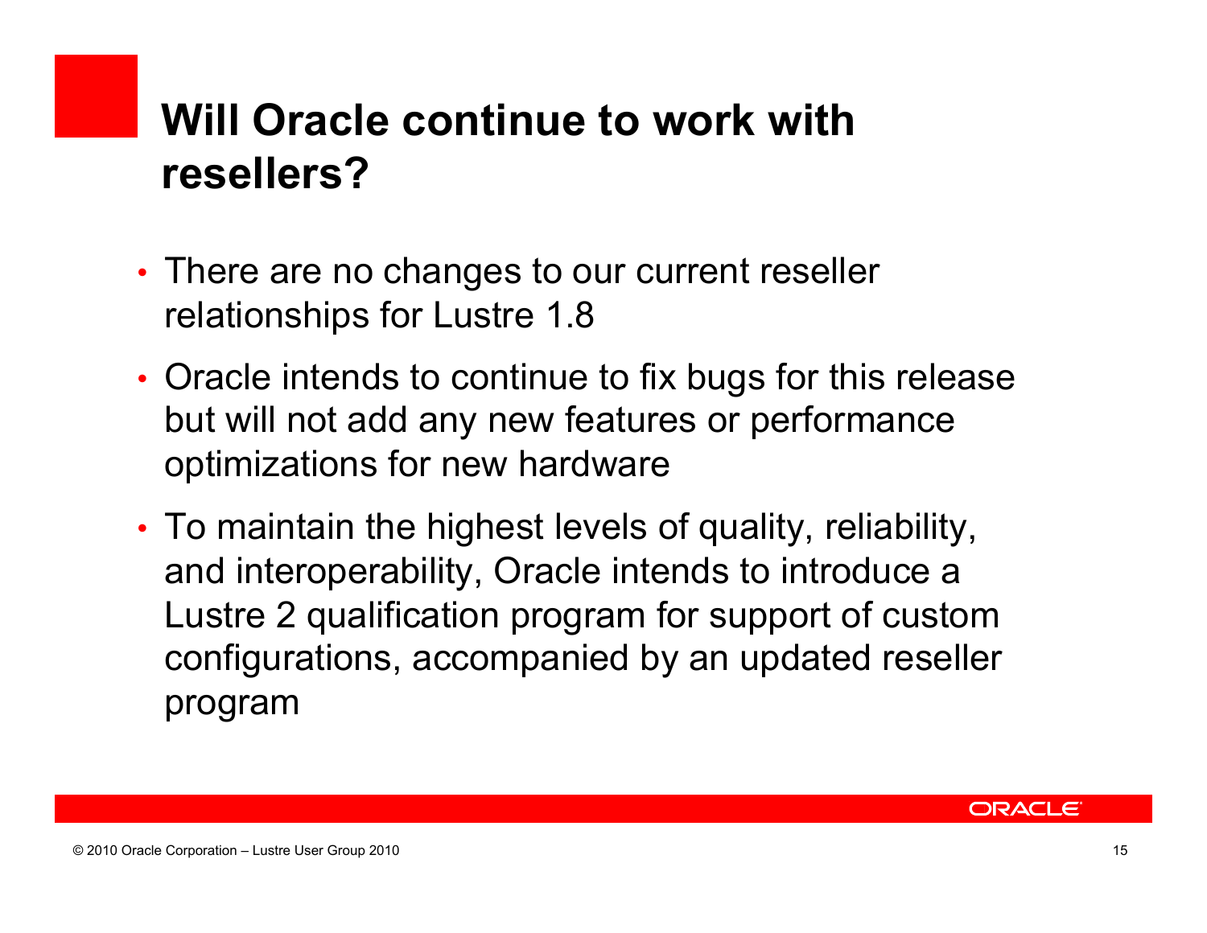# Will Oracle continue to work with resellers?

- There are no changes to our current reseller relationships for Lustre 1.8
- Oracle intends to continue to fix bugs for this release but will not add any new features or performance optimizations for new hardware
- To maintain the highest levels of quality, reliability, and interoperability, Oracle intends to introduce a Lustre 2 qualification program for support of custom configurations, accompanied by an updated reseller program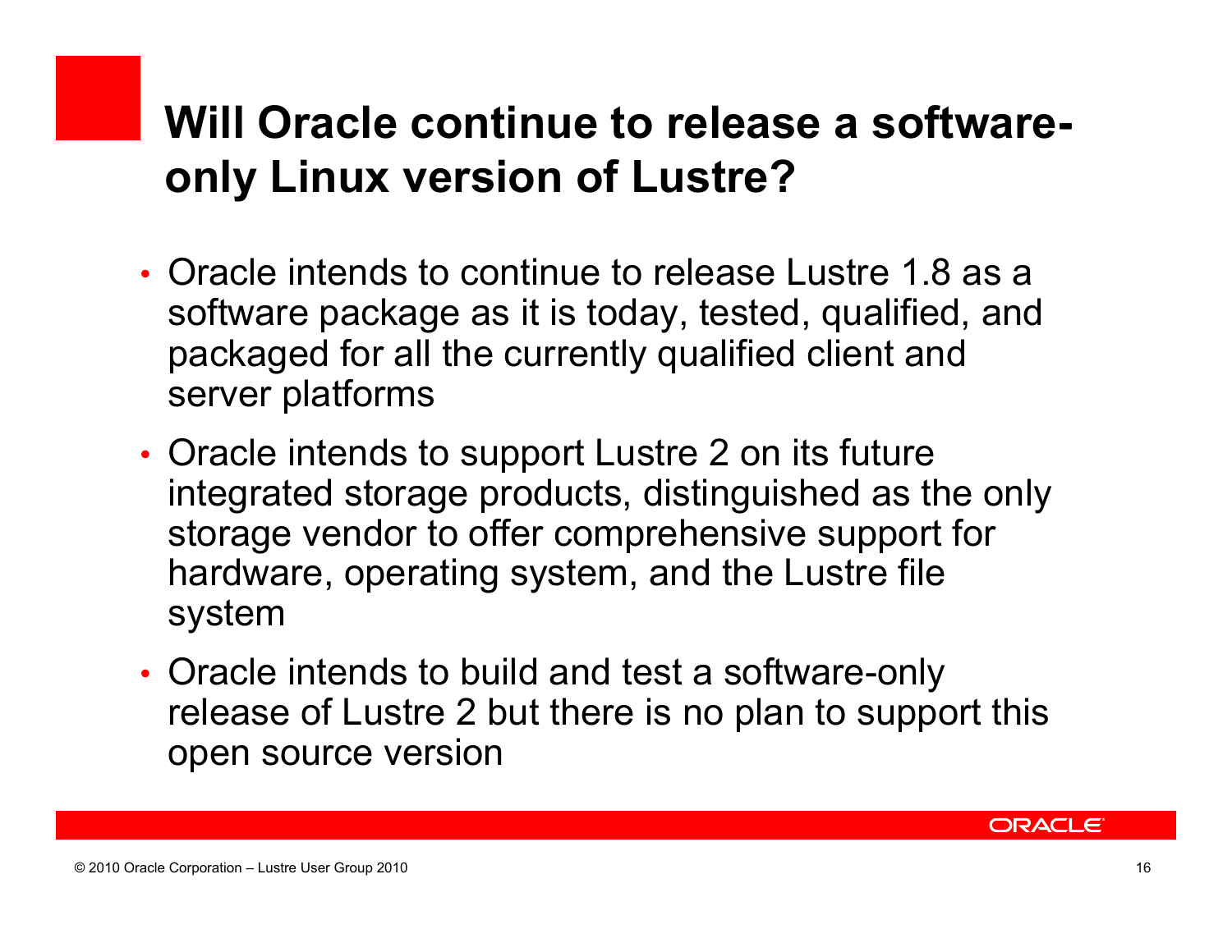# Will Oracle continue to release a software-only Linux version of Lustre?

- Oracle intends to continue to release Lustre 1.8 as a software package as it is today, tested, qualified, and packaged for all the currently qualified client and server platforms
- Oracle intends to support Lustre 2 on its future integrated storage products, distinguished as the only storage vendor to offer comprehensive support for hardware, operating system, and the Lustre file system
- Oracle intends to build and test a software-only release of Lustre 2 but there is no plan to support this open source version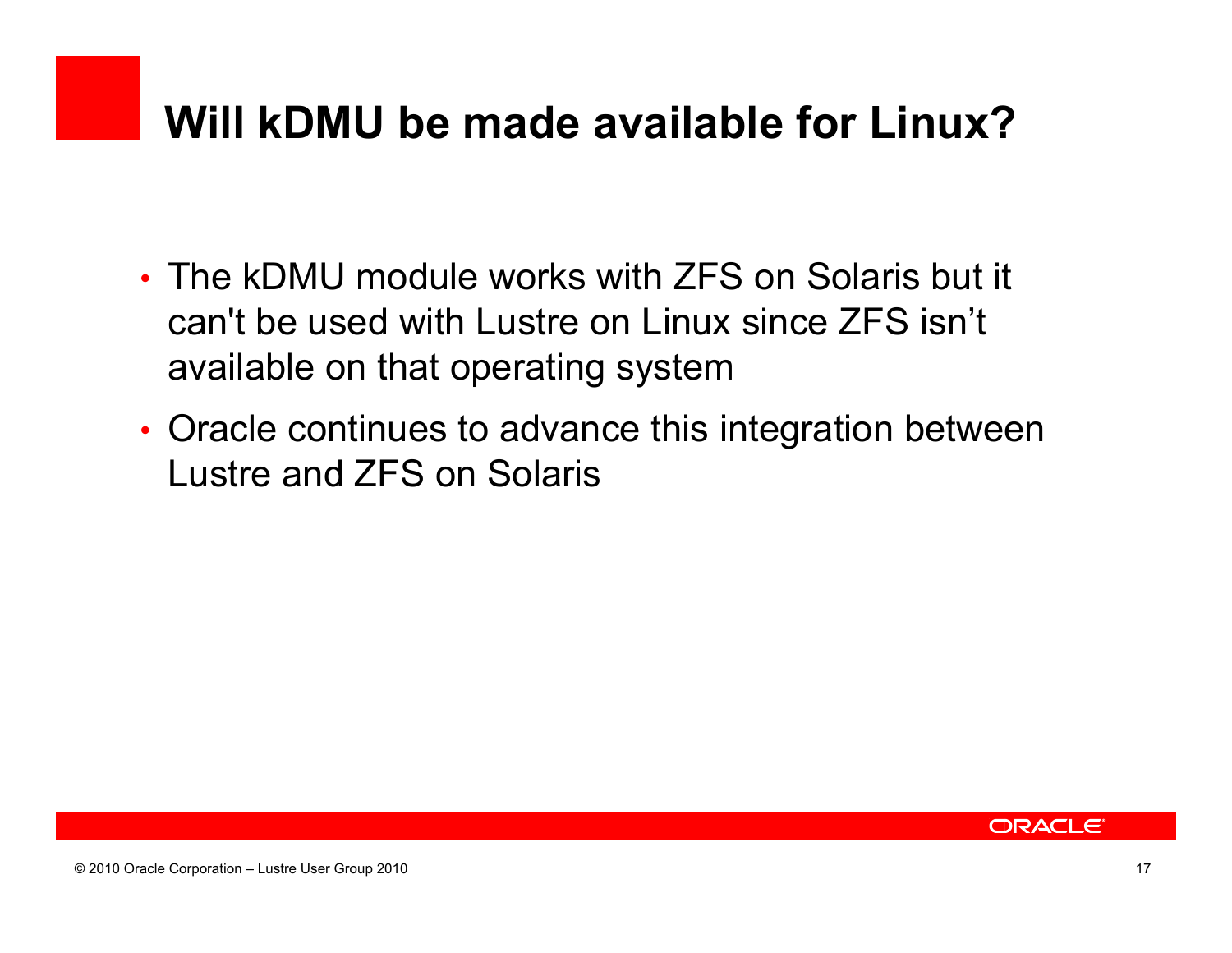# Will kDMU be made available for Linux?

- The kDMU module works with ZFS on Solaris but it can't be used with Lustre on Linux since ZFS isn’t available on that operating system
- Oracle continues to advance this integration between Lustre and ZFS on Solaris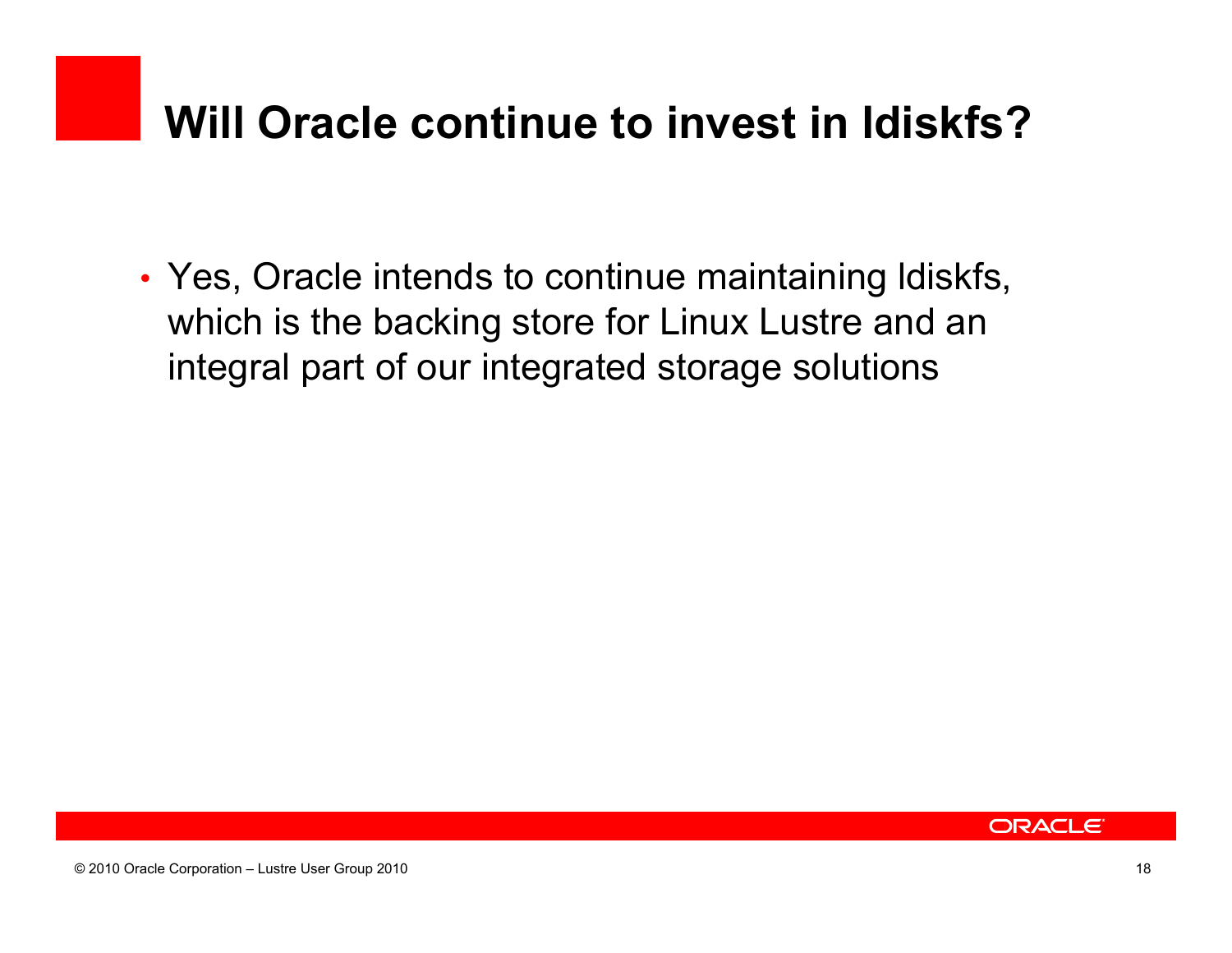# Will Oracle continue to invest in ldiskfs?

- Yes, Oracle intends to continue maintaining ldiskfs, which is the backing store for Linux Lustre and an integral part of our integrated storage solutions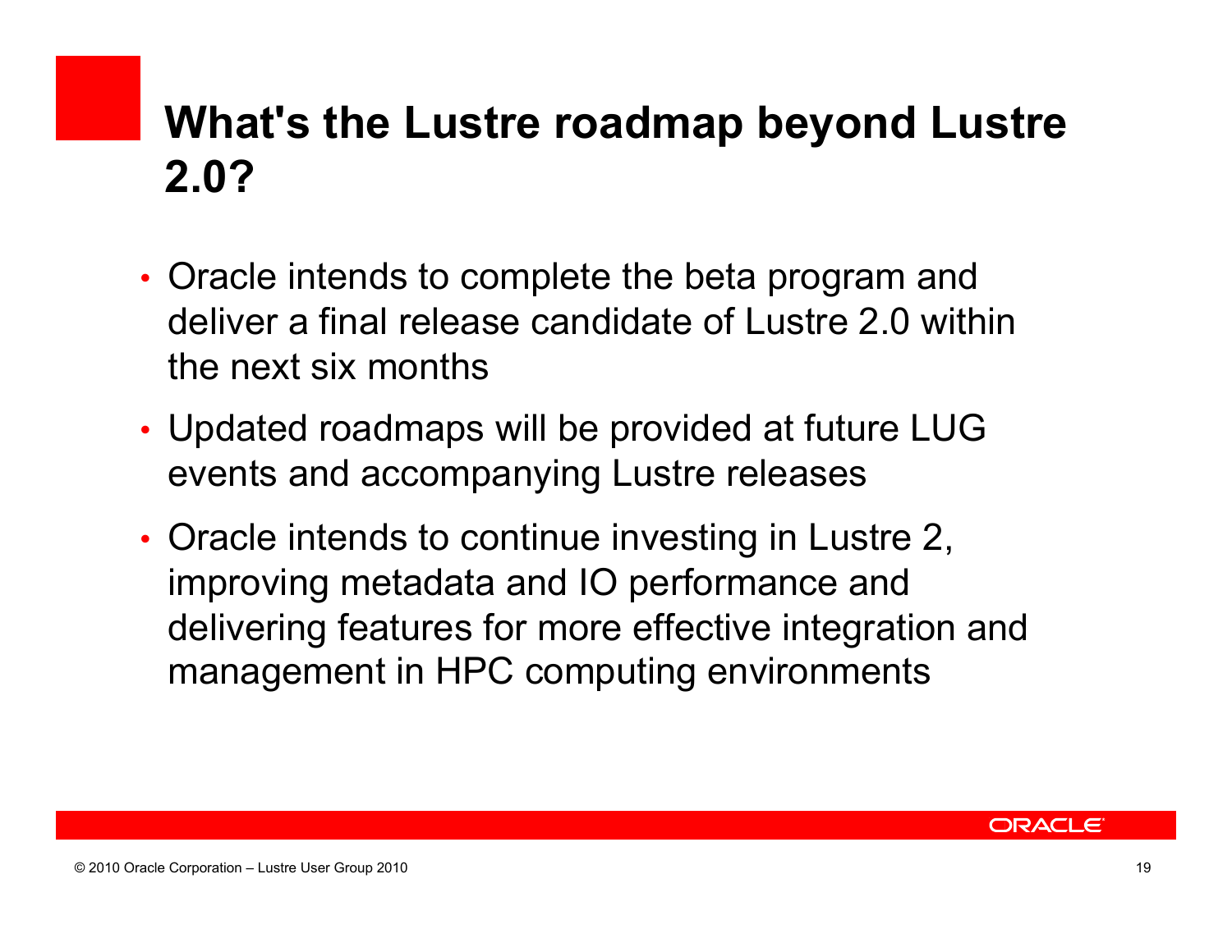# What's the Lustre roadmap beyond Lustre 2.0?

- Oracle intends to complete the beta program and deliver a final release candidate of Lustre 2.0 within the next six months
- Updated roadmaps will be provided at future LUG events and accompanying Lustre releases
- Oracle intends to continue investing in Lustre 2, improving metadata and IO performance and delivering features for more effective integration and management in HPC computing environments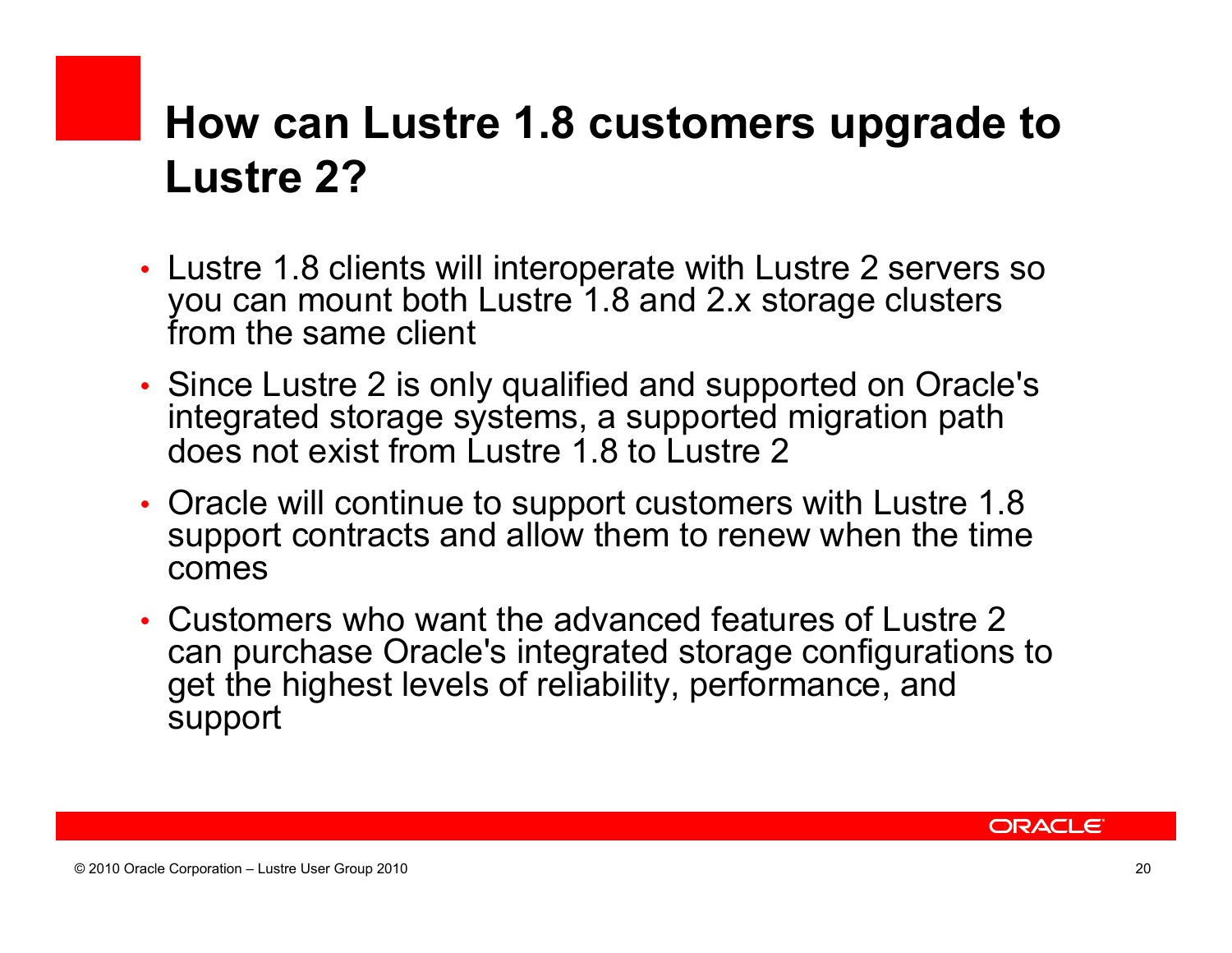# How can Lustre 1.8 customers upgrade to Lustre 2?

- Lustre 1.8 clients will interoperate with Lustre 2 servers so you can mount both Lustre 1.8 and 2.x storage clusters from the same client
- Since Lustre 2 is only qualified and supported on Oracle's integrated storage systems, a supported migration path does not exist from Lustre 1.8 to Lustre 2
- Oracle will continue to support customers with Lustre 1.8 support contracts and allow them to renew when the time comes
- Customers who want the advanced features of Lustre 2 can purchase Oracle's integrated storage configurations to get the highest levels of reliability, performance, and support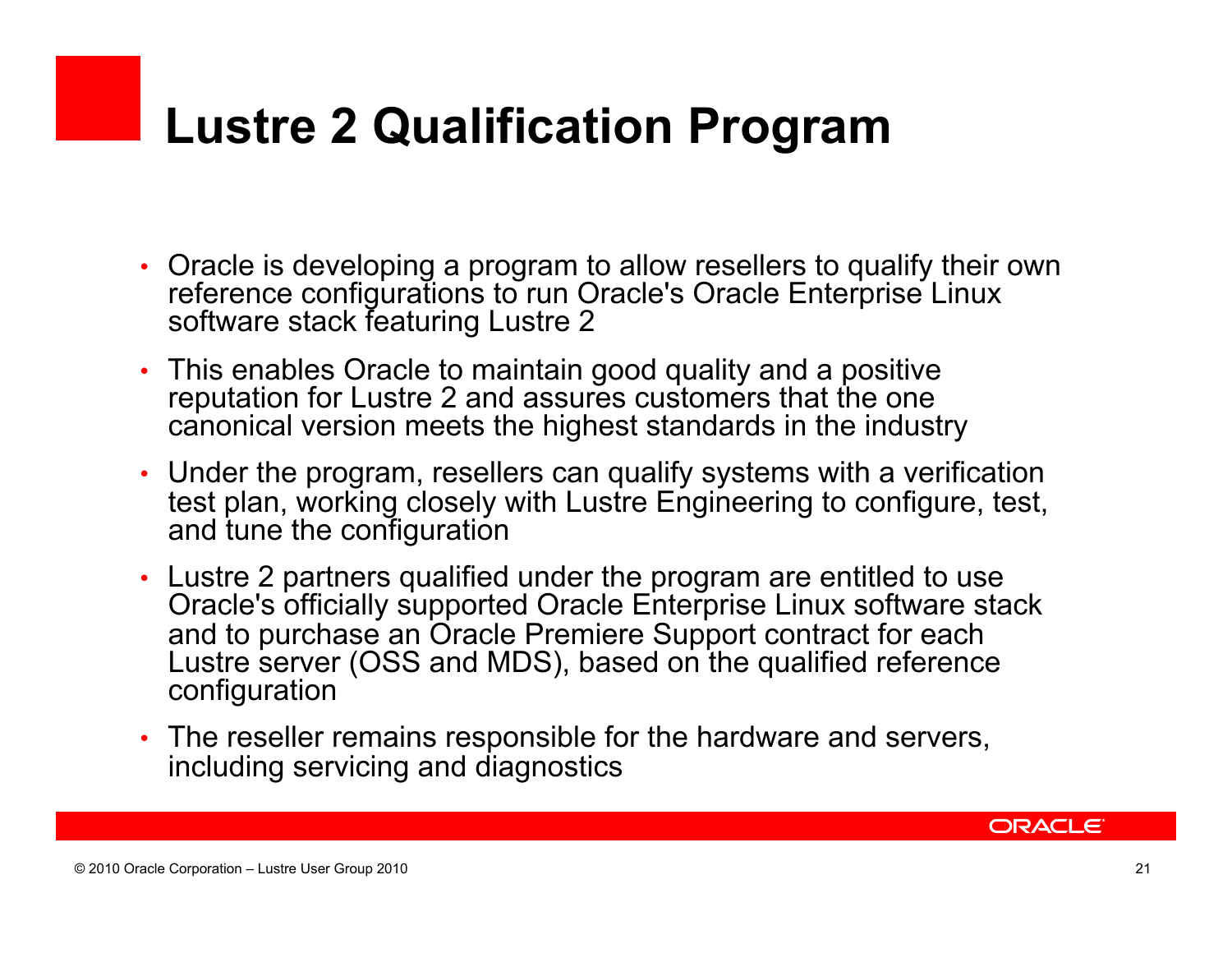# Lustre 2 Qualification Program

- Oracle is developing a program to allow resellers to qualify their own reference configurations to run Oracle's Oracle Enterprise Linux software stack featuring Lustre 2
- This enables Oracle to maintain good quality and a positive reputation for Lustre 2 and assures customers that the one canonical version meets the highest standards in the industry
- Under the program, resellers can qualify systems with a verification test plan, working closely with Lustre Engineering to configure, test, and tune the configuration
- Lustre 2 partners qualified under the program are entitled to use Oracle's officially supported Oracle Enterprise Linux software stack and to purchase an Oracle Premiere Support contract for each Lustre server (OSS and MDS), based on the qualified reference configuration
- The reseller remains responsible for the hardware and servers, including servicing and diagnostics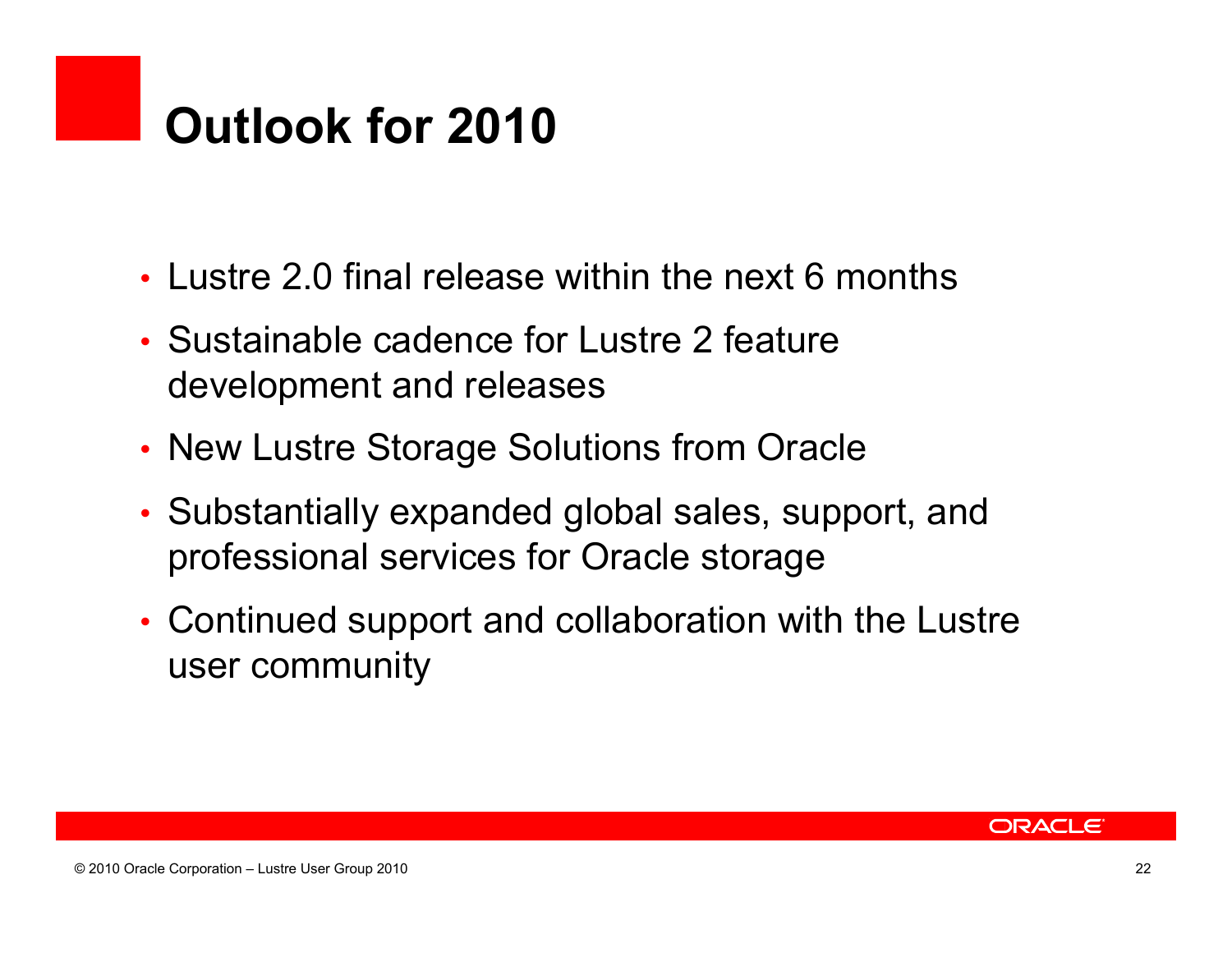# Outlook for 2010

- Lustre 2.0 final release within the next 6 months
- Sustainable cadence for Lustre 2 feature development and releases
- New Lustre Storage Solutions from Oracle
- Substantially expanded global sales, support, and professional services for Oracle storage
- Continued support and collaboration with the Lustre user community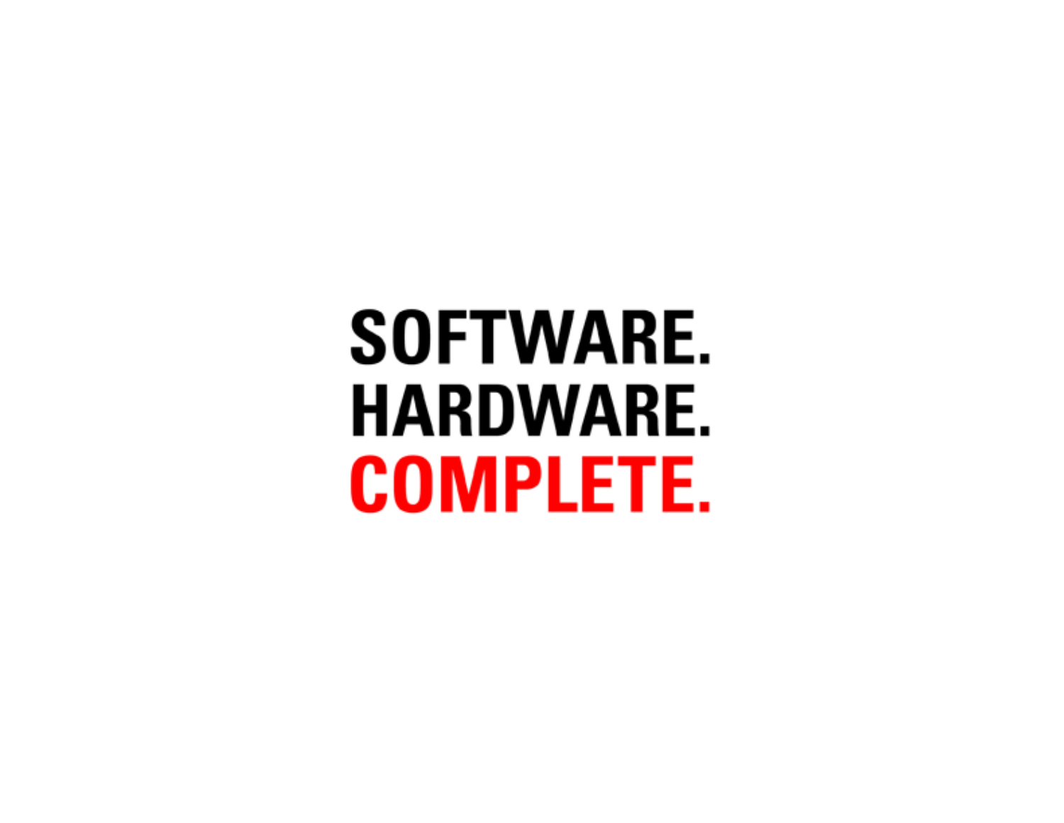**SOFTWARE.**
**HARDWARE.**
**COMPLETE.**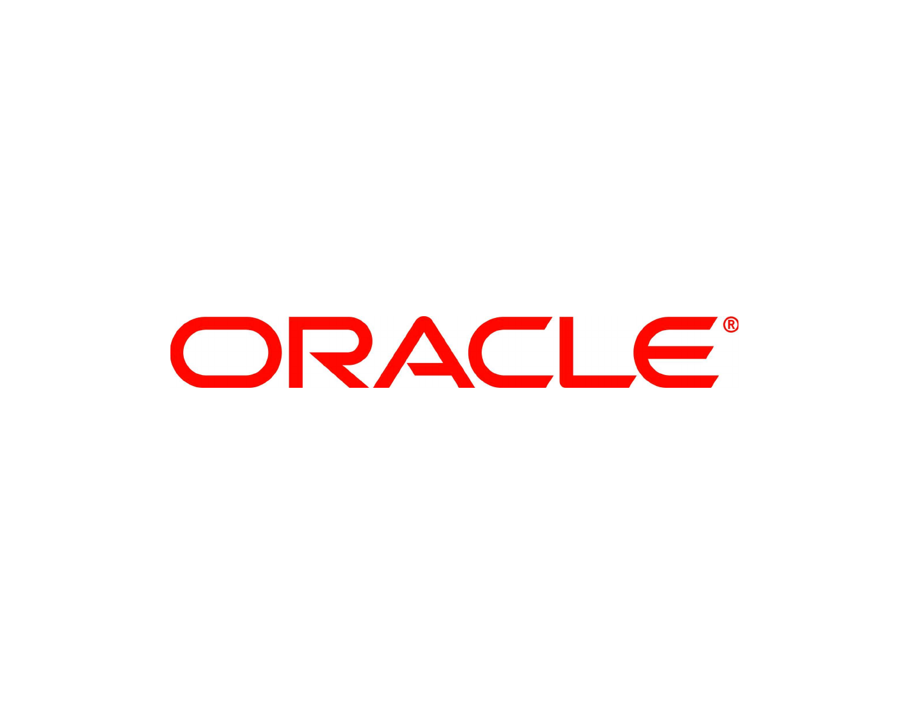ORACLE®